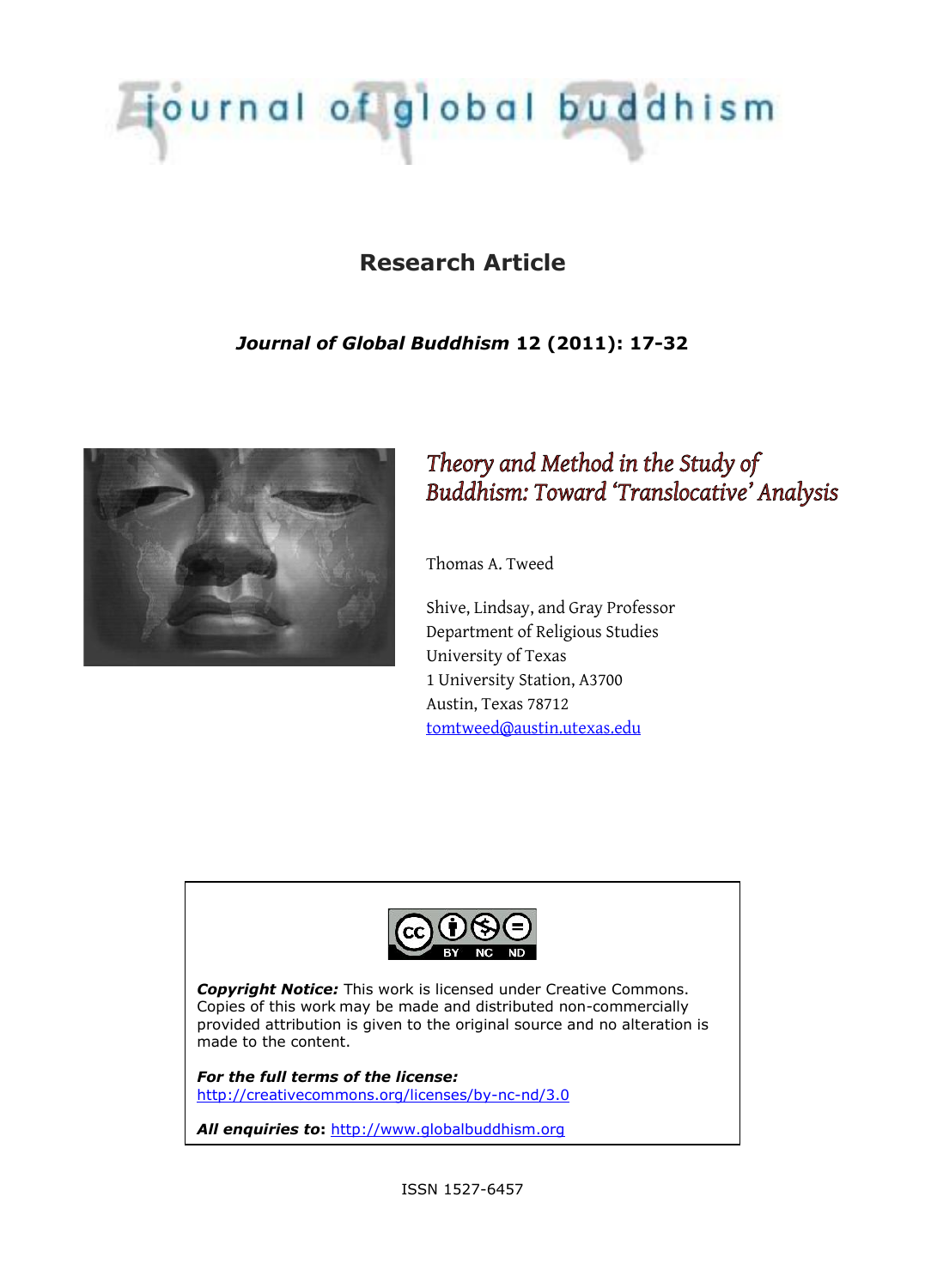# journal of global buddhism

## Research Article

***Journal of Global Buddhism* 12 (2011): 17-32**

# *Theory and Method in the Study of Buddhism: Toward 'Translocative' Analysis*

Thomas A. Tweed

Shive, Lindsay, and Gray Professor
Department of Religious Studies
University of Texas
1 University Station, A3700
Austin, Texas 78712
tomtweed@austin.utexas.edu

***Copyright Notice:*** This work is licensed under Creative Commons. Copies of this work may be made and distributed non-commercially provided attribution is given to the original source and no alteration is made to the content.

***For the full terms of the license:***
http://creativecommons.org/licenses/by-nc-nd/3.0

***All enquiries to*****:** http://www.globalbuddhism.org

ISSN 1527-6457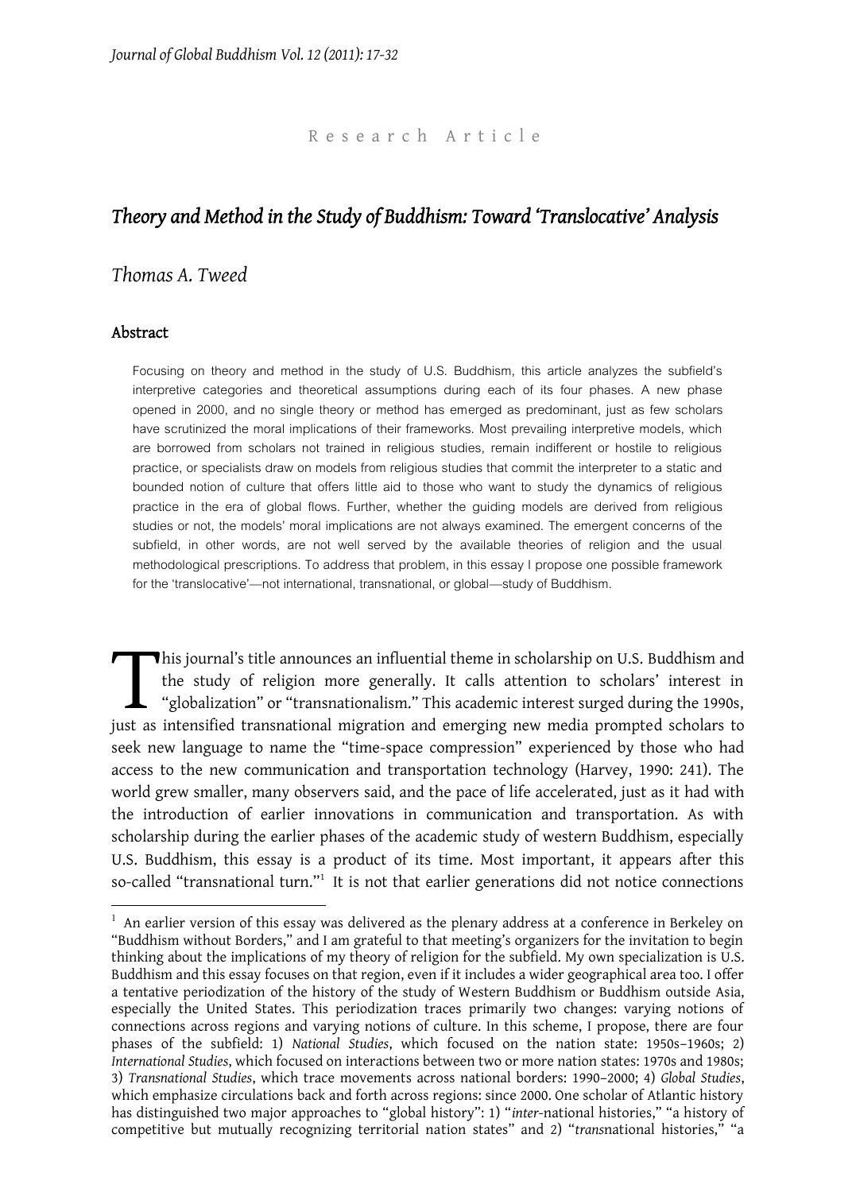## Research Article

# *Theory and Method in the Study of Buddhism: Toward 'Translocative' Analysis*

## *Thomas A. Tweed*

### Abstract

Focusing on theory and method in the study of U.S. Buddhism, this article analyzes the subfield's interpretive categories and theoretical assumptions during each of its four phases. A new phase opened in 2000, and no single theory or method has emerged as predominant, just as few scholars have scrutinized the moral implications of their frameworks. Most prevailing interpretive models, which are borrowed from scholars not trained in religious studies, remain indifferent or hostile to religious practice, or specialists draw on models from religious studies that commit the interpreter to a static and bounded notion of culture that offers little aid to those who want to study the dynamics of religious practice in the era of global flows. Further, whether the guiding models are derived from religious studies or not, the models' moral implications are not always examined. The emergent concerns of the subfield, in other words, are not well served by the available theories of religion and the usual methodological prescriptions. To address that problem, in this essay I propose one possible framework for the 'translocative'—not international, transnational, or global—study of Buddhism.

This journal's title announces an influential theme in scholarship on U.S. Buddhism and the study of religion more generally. It calls attention to scholars' interest in "globalization" or "transnationalism." This academic interest surged during the 1990s, just as intensified transnational migration and emerging new media prompted scholars to seek new language to name the "time-space compression" experienced by those who had access to the new communication and transportation technology (Harvey, 1990: 241). The world grew smaller, many observers said, and the pace of life accelerated, just as it had with the introduction of earlier innovations in communication and transportation. As with scholarship during the earlier phases of the academic study of western Buddhism, especially U.S. Buddhism, this essay is a product of its time. Most important, it appears after this so-called "transnational turn."[1] It is not that earlier generations did not notice connections

---

[1] An earlier version of this essay was delivered as the plenary address at a conference in Berkeley on "Buddhism without Borders," and I am grateful to that meeting's organizers for the invitation to begin thinking about the implications of my theory of religion for the subfield. My own specialization is U.S. Buddhism and this essay focuses on that region, even if it includes a wider geographical area too. I offer a tentative periodization of the history of the study of Western Buddhism or Buddhism outside Asia, especially the United States. This periodization traces primarily two changes: varying notions of connections across regions and varying notions of culture. In this scheme, I propose, there are four phases of the subfield: 1) *National Studies*, which focused on the nation state: 1950s–1960s; 2) *International Studies*, which focused on interactions between two or more nation states: 1970s and 1980s; 3) *Transnational Studies*, which trace movements across national borders: 1990–2000; 4) *Global Studies*, which emphasize circulations back and forth across regions: since 2000. One scholar of Atlantic history has distinguished two major approaches to "global history": 1) "*inter*-national histories," "a history of competitive but mutually recognizing territorial nation states" and 2) "*trans*national histories," "a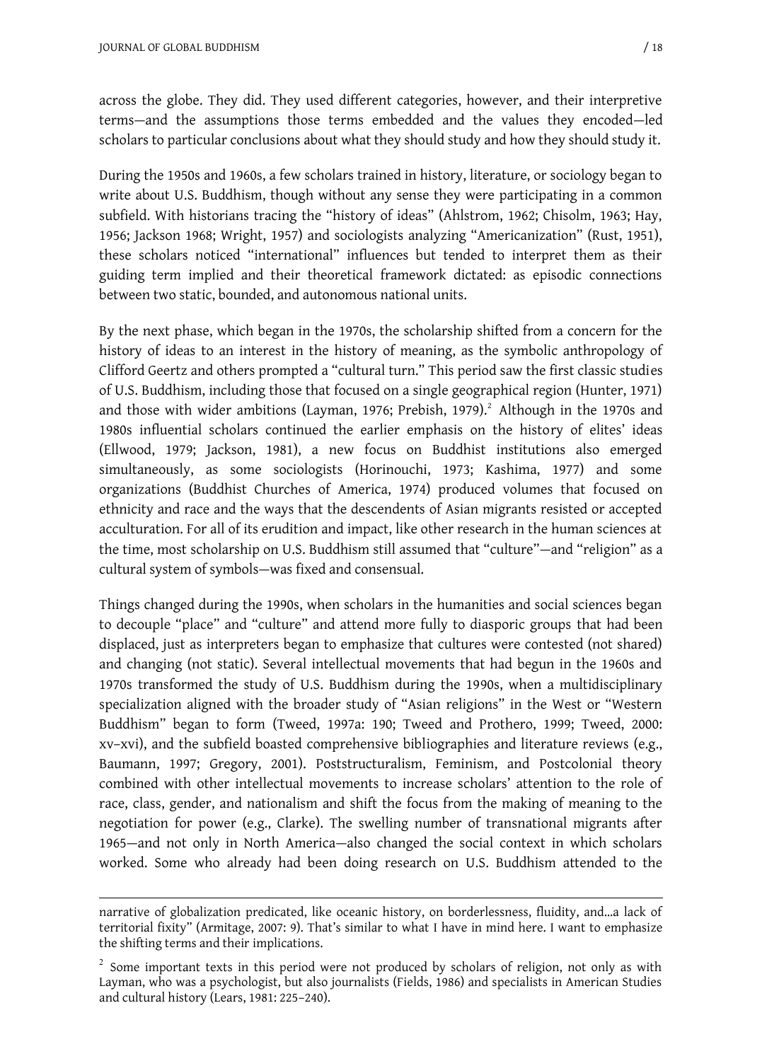across the globe. They did. They used different categories, however, and their interpretive terms—and the assumptions those terms embedded and the values they encoded—led scholars to particular conclusions about what they should study and how they should study it.

During the 1950s and 1960s, a few scholars trained in history, literature, or sociology began to write about U.S. Buddhism, though without any sense they were participating in a common subfield. With historians tracing the "history of ideas" (Ahlstrom, 1962; Chisolm, 1963; Hay, 1956; Jackson 1968; Wright, 1957) and sociologists analyzing "Americanization" (Rust, 1951), these scholars noticed "international" influences but tended to interpret them as their guiding term implied and their theoretical framework dictated: as episodic connections between two static, bounded, and autonomous national units.

By the next phase, which began in the 1970s, the scholarship shifted from a concern for the history of ideas to an interest in the history of meaning, as the symbolic anthropology of Clifford Geertz and others prompted a "cultural turn." This period saw the first classic studies of U.S. Buddhism, including those that focused on a single geographical region (Hunter, 1971) and those with wider ambitions (Layman, 1976; Prebish, 1979).[2] Although in the 1970s and 1980s influential scholars continued the earlier emphasis on the history of elites' ideas (Ellwood, 1979; Jackson, 1981), a new focus on Buddhist institutions also emerged simultaneously, as some sociologists (Horinouchi, 1973; Kashima, 1977) and some organizations (Buddhist Churches of America, 1974) produced volumes that focused on ethnicity and race and the ways that the descendents of Asian migrants resisted or accepted acculturation. For all of its erudition and impact, like other research in the human sciences at the time, most scholarship on U.S. Buddhism still assumed that "culture"—and "religion" as a cultural system of symbols—was fixed and consensual.

Things changed during the 1990s, when scholars in the humanities and social sciences began to decouple "place" and "culture" and attend more fully to diasporic groups that had been displaced, just as interpreters began to emphasize that cultures were contested (not shared) and changing (not static). Several intellectual movements that had begun in the 1960s and 1970s transformed the study of U.S. Buddhism during the 1990s, when a multidisciplinary specialization aligned with the broader study of "Asian religions" in the West or "Western Buddhism" began to form (Tweed, 1997a: 190; Tweed and Prothero, 1999; Tweed, 2000: xv–xvi), and the subfield boasted comprehensive bibliographies and literature reviews (e.g., Baumann, 1997; Gregory, 2001). Poststructuralism, Feminism, and Postcolonial theory combined with other intellectual movements to increase scholars' attention to the role of race, class, gender, and nationalism and shift the focus from the making of meaning to the negotiation for power (e.g., Clarke). The swelling number of transnational migrants after 1965—and not only in North America—also changed the social context in which scholars worked. Some who already had been doing research on U.S. Buddhism attended to the

---

narrative of globalization predicated, like oceanic history, on borderlessness, fluidity, and...a lack of territorial fixity" (Armitage, 2007: 9). That's similar to what I have in mind here. I want to emphasize the shifting terms and their implications.

[2] Some important texts in this period were not produced by scholars of religion, not only as with Layman, who was a psychologist, but also journalists (Fields, 1986) and specialists in American Studies and cultural history (Lears, 1981: 225–240).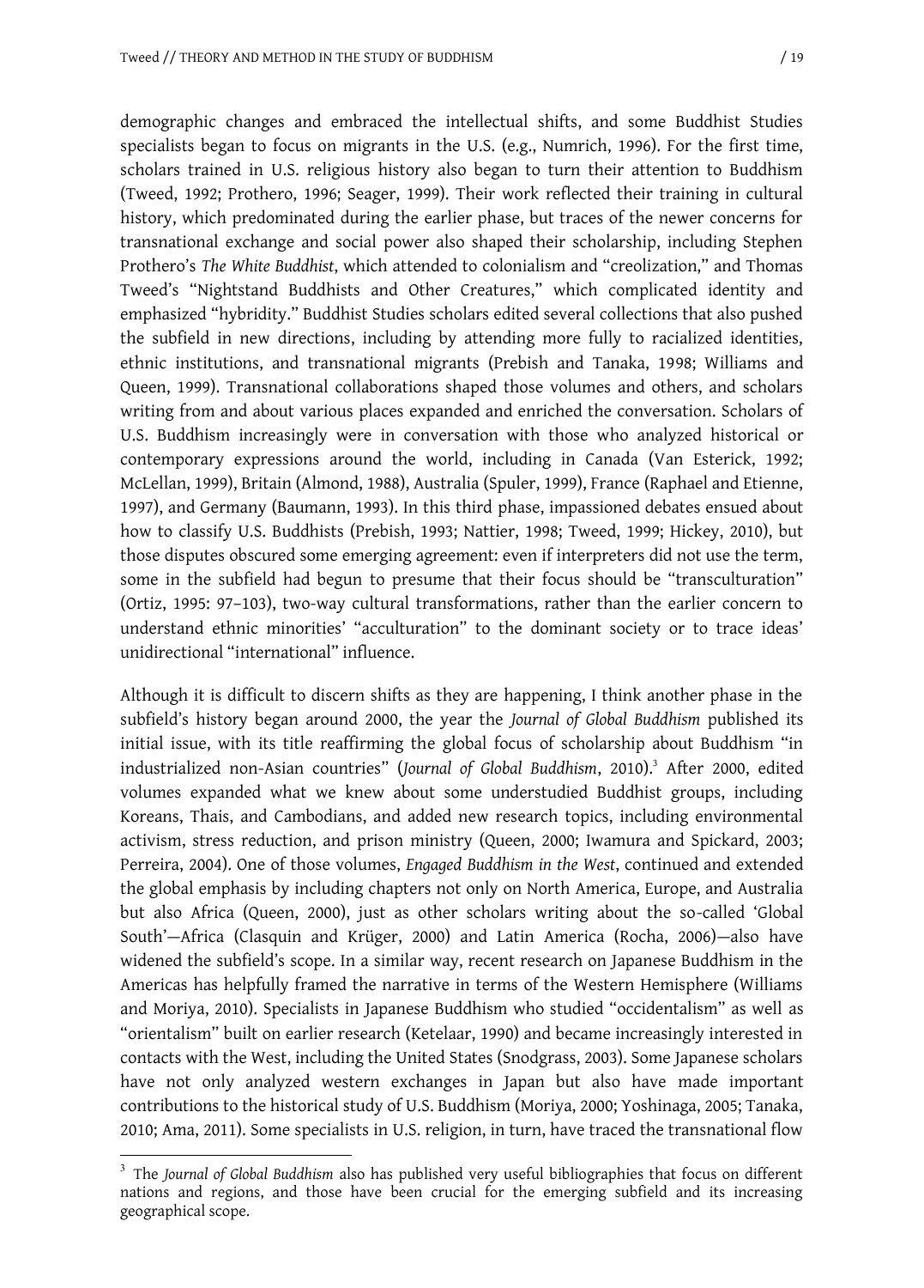demographic changes and embraced the intellectual shifts, and some Buddhist Studies specialists began to focus on migrants in the U.S. (e.g., Numrich, 1996). For the first time, scholars trained in U.S. religious history also began to turn their attention to Buddhism (Tweed, 1992; Prothero, 1996; Seager, 1999). Their work reflected their training in cultural history, which predominated during the earlier phase, but traces of the newer concerns for transnational exchange and social power also shaped their scholarship, including Stephen Prothero's *The White Buddhist*, which attended to colonialism and "creolization," and Thomas Tweed's "Nightstand Buddhists and Other Creatures," which complicated identity and emphasized "hybridity." Buddhist Studies scholars edited several collections that also pushed the subfield in new directions, including by attending more fully to racialized identities, ethnic institutions, and transnational migrants (Prebish and Tanaka, 1998; Williams and Queen, 1999). Transnational collaborations shaped those volumes and others, and scholars writing from and about various places expanded and enriched the conversation. Scholars of U.S. Buddhism increasingly were in conversation with those who analyzed historical or contemporary expressions around the world, including in Canada (Van Esterick, 1992; McLellan, 1999), Britain (Almond, 1988), Australia (Spuler, 1999), France (Raphael and Etienne, 1997), and Germany (Baumann, 1993). In this third phase, impassioned debates ensued about how to classify U.S. Buddhists (Prebish, 1993; Nattier, 1998; Tweed, 1999; Hickey, 2010), but those disputes obscured some emerging agreement: even if interpreters did not use the term, some in the subfield had begun to presume that their focus should be "transculturation" (Ortiz, 1995: 97–103), two-way cultural transformations, rather than the earlier concern to understand ethnic minorities' "acculturation" to the dominant society or to trace ideas' unidirectional "international" influence.

Although it is difficult to discern shifts as they are happening, I think another phase in the subfield's history began around 2000, the year the *Journal of Global Buddhism* published its initial issue, with its title reaffirming the global focus of scholarship about Buddhism "in industrialized non-Asian countries" (*Journal of Global Buddhism*, 2010).[3] After 2000, edited volumes expanded what we knew about some understudied Buddhist groups, including Koreans, Thais, and Cambodians, and added new research topics, including environmental activism, stress reduction, and prison ministry (Queen, 2000; Iwamura and Spickard, 2003; Perreira, 2004). One of those volumes, *Engaged Buddhism in the West*, continued and extended the global emphasis by including chapters not only on North America, Europe, and Australia but also Africa (Queen, 2000), just as other scholars writing about the so-called 'Global South'—Africa (Clasquin and Krüger, 2000) and Latin America (Rocha, 2006)—also have widened the subfield's scope. In a similar way, recent research on Japanese Buddhism in the Americas has helpfully framed the narrative in terms of the Western Hemisphere (Williams and Moriya, 2010). Specialists in Japanese Buddhism who studied "occidentalism" as well as "orientalism" built on earlier research (Ketelaar, 1990) and became increasingly interested in contacts with the West, including the United States (Snodgrass, 2003). Some Japanese scholars have not only analyzed western exchanges in Japan but also have made important contributions to the historical study of U.S. Buddhism (Moriya, 2000; Yoshinaga, 2005; Tanaka, 2010; Ama, 2011). Some specialists in U.S. religion, in turn, have traced the transnational flow

[3] The *Journal of Global Buddhism* also has published very useful bibliographies that focus on different nations and regions, and those have been crucial for the emerging subfield and its increasing geographical scope.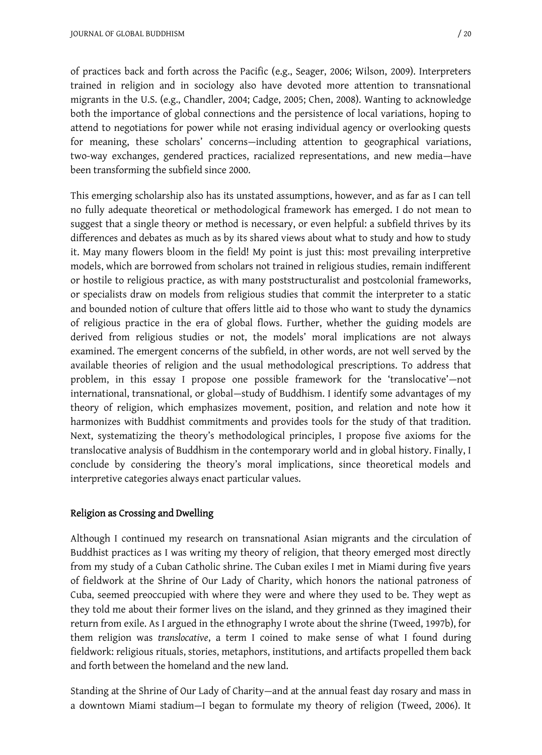of practices back and forth across the Pacific (e.g., Seager, 2006; Wilson, 2009). Interpreters trained in religion and in sociology also have devoted more attention to transnational migrants in the U.S. (e.g., Chandler, 2004; Cadge, 2005; Chen, 2008). Wanting to acknowledge both the importance of global connections and the persistence of local variations, hoping to attend to negotiations for power while not erasing individual agency or overlooking quests for meaning, these scholars' concerns—including attention to geographical variations, two-way exchanges, gendered practices, racialized representations, and new media—have been transforming the subfield since 2000.

This emerging scholarship also has its unstated assumptions, however, and as far as I can tell no fully adequate theoretical or methodological framework has emerged. I do not mean to suggest that a single theory or method is necessary, or even helpful: a subfield thrives by its differences and debates as much as by its shared views about what to study and how to study it. May many flowers bloom in the field! My point is just this: most prevailing interpretive models, which are borrowed from scholars not trained in religious studies, remain indifferent or hostile to religious practice, as with many poststructuralist and postcolonial frameworks, or specialists draw on models from religious studies that commit the interpreter to a static and bounded notion of culture that offers little aid to those who want to study the dynamics of religious practice in the era of global flows. Further, whether the guiding models are derived from religious studies or not, the models' moral implications are not always examined. The emergent concerns of the subfield, in other words, are not well served by the available theories of religion and the usual methodological prescriptions. To address that problem, in this essay I propose one possible framework for the 'translocative'—not international, transnational, or global—study of Buddhism. I identify some advantages of my theory of religion, which emphasizes movement, position, and relation and note how it harmonizes with Buddhist commitments and provides tools for the study of that tradition. Next, systematizing the theory's methodological principles, I propose five axioms for the translocative analysis of Buddhism in the contemporary world and in global history. Finally, I conclude by considering the theory's moral implications, since theoretical models and interpretive categories always enact particular values.

## Religion as Crossing and Dwelling

Although I continued my research on transnational Asian migrants and the circulation of Buddhist practices as I was writing my theory of religion, that theory emerged most directly from my study of a Cuban Catholic shrine. The Cuban exiles I met in Miami during five years of fieldwork at the Shrine of Our Lady of Charity, which honors the national patroness of Cuba, seemed preoccupied with where they were and where they used to be. They wept as they told me about their former lives on the island, and they grinned as they imagined their return from exile. As I argued in the ethnography I wrote about the shrine (Tweed, 1997b), for them religion was *translocative*, a term I coined to make sense of what I found during fieldwork: religious rituals, stories, metaphors, institutions, and artifacts propelled them back and forth between the homeland and the new land.

Standing at the Shrine of Our Lady of Charity—and at the annual feast day rosary and mass in a downtown Miami stadium—I began to formulate my theory of religion (Tweed, 2006). It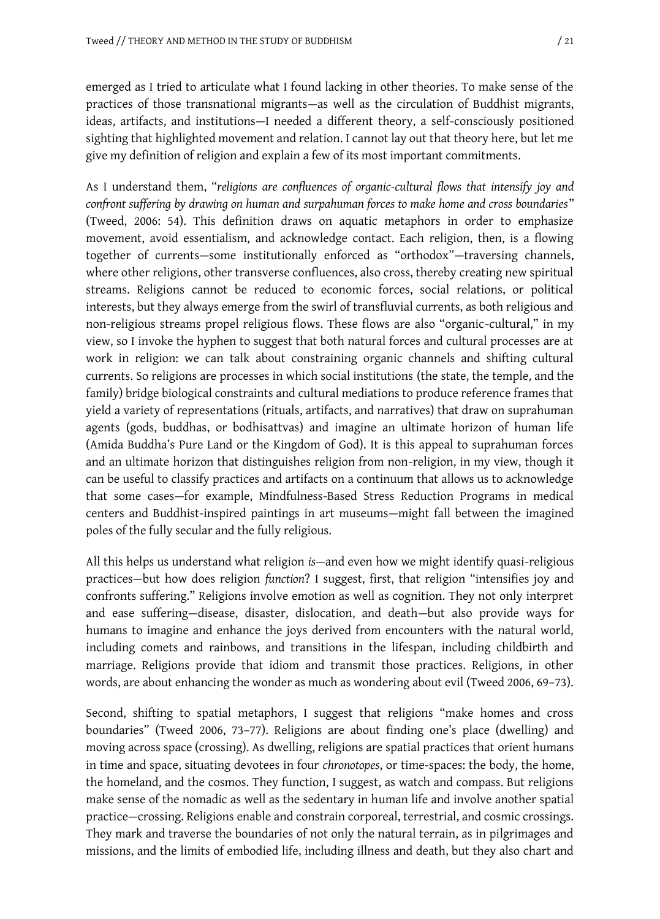emerged as I tried to articulate what I found lacking in other theories. To make sense of the practices of those transnational migrants—as well as the circulation of Buddhist migrants, ideas, artifacts, and institutions—I needed a different theory, a self-consciously positioned sighting that highlighted movement and relation. I cannot lay out that theory here, but let me give my definition of religion and explain a few of its most important commitments.

As I understand them, "*religions are confluences of organic-cultural flows that intensify joy and confront suffering by drawing on human and surpahuman forces to make home and cross boundaries*" (Tweed, 2006: 54). This definition draws on aquatic metaphors in order to emphasize movement, avoid essentialism, and acknowledge contact. Each religion, then, is a flowing together of currents—some institutionally enforced as "orthodox"—traversing channels, where other religions, other transverse confluences, also cross, thereby creating new spiritual streams. Religions cannot be reduced to economic forces, social relations, or political interests, but they always emerge from the swirl of transfluvial currents, as both religious and non-religious streams propel religious flows. These flows are also "organic-cultural," in my view, so I invoke the hyphen to suggest that both natural forces and cultural processes are at work in religion: we can talk about constraining organic channels and shifting cultural currents. So religions are processes in which social institutions (the state, the temple, and the family) bridge biological constraints and cultural mediations to produce reference frames that yield a variety of representations (rituals, artifacts, and narratives) that draw on suprahuman agents (gods, buddhas, or bodhisattvas) and imagine an ultimate horizon of human life (Amida Buddha's Pure Land or the Kingdom of God). It is this appeal to suprahuman forces and an ultimate horizon that distinguishes religion from non-religion, in my view, though it can be useful to classify practices and artifacts on a continuum that allows us to acknowledge that some cases—for example, Mindfulness-Based Stress Reduction Programs in medical centers and Buddhist-inspired paintings in art museums—might fall between the imagined poles of the fully secular and the fully religious.

All this helps us understand what religion *is*—and even how we might identify quasi-religious practices—but how does religion *function*? I suggest, first, that religion "intensifies joy and confronts suffering." Religions involve emotion as well as cognition. They not only interpret and ease suffering—disease, disaster, dislocation, and death—but also provide ways for humans to imagine and enhance the joys derived from encounters with the natural world, including comets and rainbows, and transitions in the lifespan, including childbirth and marriage. Religions provide that idiom and transmit those practices. Religions, in other words, are about enhancing the wonder as much as wondering about evil (Tweed 2006, 69–73).

Second, shifting to spatial metaphors, I suggest that religions "make homes and cross boundaries" (Tweed 2006, 73–77). Religions are about finding one's place (dwelling) and moving across space (crossing). As dwelling, religions are spatial practices that orient humans in time and space, situating devotees in four *chronotopes*, or time-spaces: the body, the home, the homeland, and the cosmos. They function, I suggest, as watch and compass. But religions make sense of the nomadic as well as the sedentary in human life and involve another spatial practice—crossing. Religions enable and constrain corporeal, terrestrial, and cosmic crossings. They mark and traverse the boundaries of not only the natural terrain, as in pilgrimages and missions, and the limits of embodied life, including illness and death, but they also chart and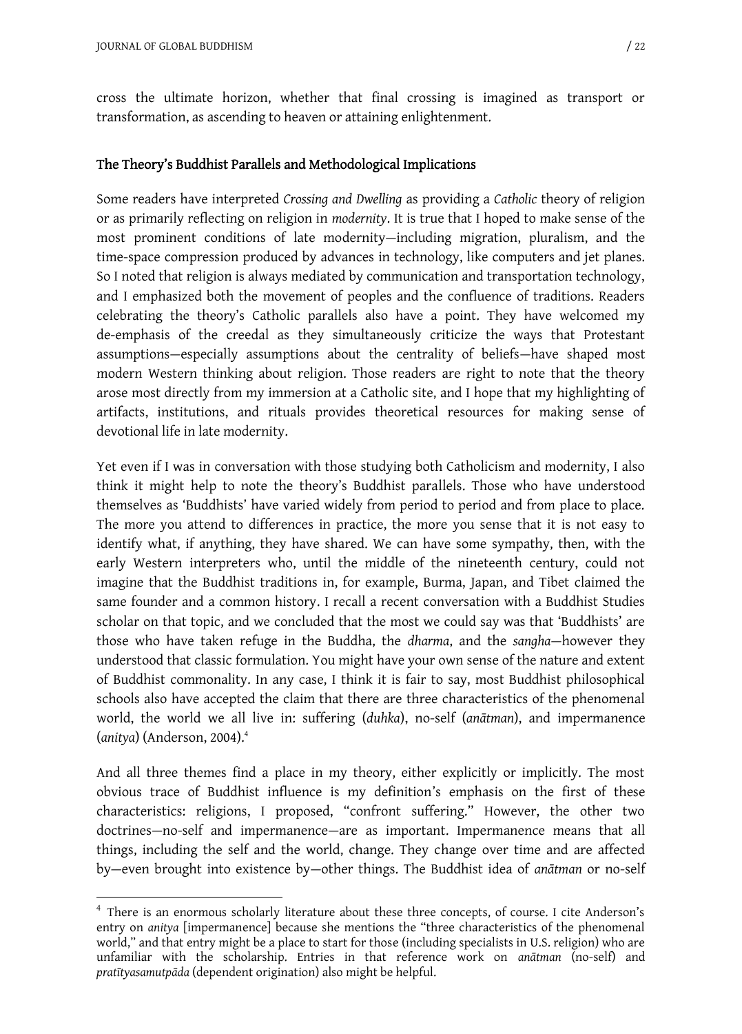cross the ultimate horizon, whether that final crossing is imagined as transport or transformation, as ascending to heaven or attaining enlightenment.

## The Theory's Buddhist Parallels and Methodological Implications

Some readers have interpreted *Crossing and Dwelling* as providing a *Catholic* theory of religion or as primarily reflecting on religion in *modernity*. It is true that I hoped to make sense of the most prominent conditions of late modernity—including migration, pluralism, and the time-space compression produced by advances in technology, like computers and jet planes. So I noted that religion is always mediated by communication and transportation technology, and I emphasized both the movement of peoples and the confluence of traditions. Readers celebrating the theory's Catholic parallels also have a point. They have welcomed my de-emphasis of the creedal as they simultaneously criticize the ways that Protestant assumptions—especially assumptions about the centrality of beliefs—have shaped most modern Western thinking about religion. Those readers are right to note that the theory arose most directly from my immersion at a Catholic site, and I hope that my highlighting of artifacts, institutions, and rituals provides theoretical resources for making sense of devotional life in late modernity.

Yet even if I was in conversation with those studying both Catholicism and modernity, I also think it might help to note the theory's Buddhist parallels. Those who have understood themselves as 'Buddhists' have varied widely from period to period and from place to place. The more you attend to differences in practice, the more you sense that it is not easy to identify what, if anything, they have shared. We can have some sympathy, then, with the early Western interpreters who, until the middle of the nineteenth century, could not imagine that the Buddhist traditions in, for example, Burma, Japan, and Tibet claimed the same founder and a common history. I recall a recent conversation with a Buddhist Studies scholar on that topic, and we concluded that the most we could say was that 'Buddhists' are those who have taken refuge in the Buddha, the *dharma*, and the *sangha*—however they understood that classic formulation. You might have your own sense of the nature and extent of Buddhist commonality. In any case, I think it is fair to say, most Buddhist philosophical schools also have accepted the claim that there are three characteristics of the phenomenal world, the world we all live in: suffering (*duhka*), no-self (*anātman*), and impermanence (*anitya*) (Anderson, 2004).[4]

And all three themes find a place in my theory, either explicitly or implicitly. The most obvious trace of Buddhist influence is my definition's emphasis on the first of these characteristics: religions, I proposed, "confront suffering." However, the other two doctrines—no-self and impermanence—are as important. Impermanence means that all things, including the self and the world, change. They change over time and are affected by—even brought into existence by—other things. The Buddhist idea of *anātman* or no-self

[4] There is an enormous scholarly literature about these three concepts, of course. I cite Anderson's entry on *anitya* [impermanence] because she mentions the "three characteristics of the phenomenal world," and that entry might be a place to start for those (including specialists in U.S. religion) who are unfamiliar with the scholarship. Entries in that reference work on *anātman* (no-self) and *pratītyasamutpāda* (dependent origination) also might be helpful.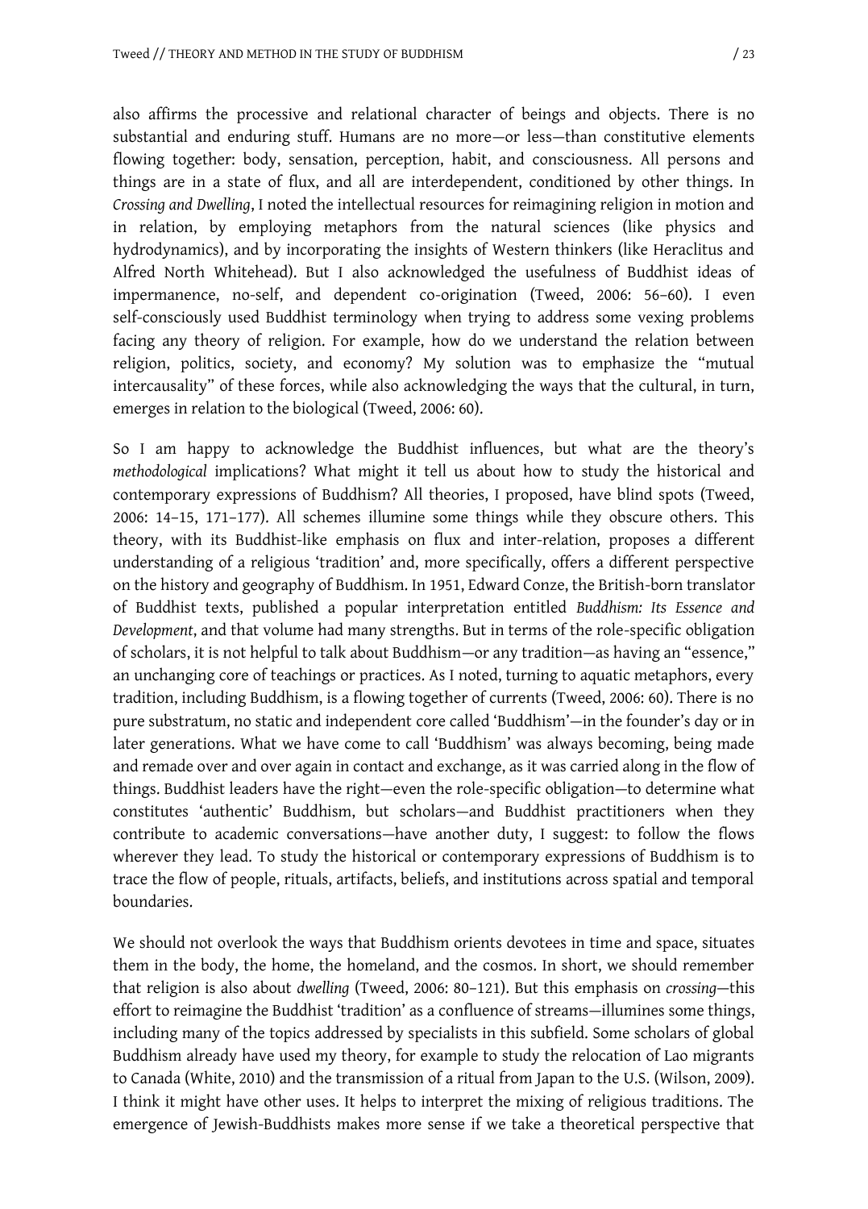also affirms the processive and relational character of beings and objects. There is no substantial and enduring stuff. Humans are no more—or less—than constitutive elements flowing together: body, sensation, perception, habit, and consciousness. All persons and things are in a state of flux, and all are interdependent, conditioned by other things. In *Crossing and Dwelling*, I noted the intellectual resources for reimagining religion in motion and in relation, by employing metaphors from the natural sciences (like physics and hydrodynamics), and by incorporating the insights of Western thinkers (like Heraclitus and Alfred North Whitehead). But I also acknowledged the usefulness of Buddhist ideas of impermanence, no-self, and dependent co-origination (Tweed, 2006: 56–60). I even self-consciously used Buddhist terminology when trying to address some vexing problems facing any theory of religion. For example, how do we understand the relation between religion, politics, society, and economy? My solution was to emphasize the "mutual intercausality" of these forces, while also acknowledging the ways that the cultural, in turn, emerges in relation to the biological (Tweed, 2006: 60).

So I am happy to acknowledge the Buddhist influences, but what are the theory's *methodological* implications? What might it tell us about how to study the historical and contemporary expressions of Buddhism? All theories, I proposed, have blind spots (Tweed, 2006: 14–15, 171–177). All schemes illumine some things while they obscure others. This theory, with its Buddhist-like emphasis on flux and inter-relation, proposes a different understanding of a religious 'tradition' and, more specifically, offers a different perspective on the history and geography of Buddhism. In 1951, Edward Conze, the British-born translator of Buddhist texts, published a popular interpretation entitled *Buddhism: Its Essence and Development*, and that volume had many strengths. But in terms of the role-specific obligation of scholars, it is not helpful to talk about Buddhism—or any tradition—as having an "essence," an unchanging core of teachings or practices. As I noted, turning to aquatic metaphors, every tradition, including Buddhism, is a flowing together of currents (Tweed, 2006: 60). There is no pure substratum, no static and independent core called 'Buddhism'—in the founder's day or in later generations. What we have come to call 'Buddhism' was always becoming, being made and remade over and over again in contact and exchange, as it was carried along in the flow of things. Buddhist leaders have the right—even the role-specific obligation—to determine what constitutes 'authentic' Buddhism, but scholars—and Buddhist practitioners when they contribute to academic conversations—have another duty, I suggest: to follow the flows wherever they lead. To study the historical or contemporary expressions of Buddhism is to trace the flow of people, rituals, artifacts, beliefs, and institutions across spatial and temporal boundaries.

We should not overlook the ways that Buddhism orients devotees in time and space, situates them in the body, the home, the homeland, and the cosmos. In short, we should remember that religion is also about *dwelling* (Tweed, 2006: 80–121). But this emphasis on *crossing*—this effort to reimagine the Buddhist 'tradition' as a confluence of streams—illumines some things, including many of the topics addressed by specialists in this subfield. Some scholars of global Buddhism already have used my theory, for example to study the relocation of Lao migrants to Canada (White, 2010) and the transmission of a ritual from Japan to the U.S. (Wilson, 2009). I think it might have other uses. It helps to interpret the mixing of religious traditions. The emergence of Jewish-Buddhists makes more sense if we take a theoretical perspective that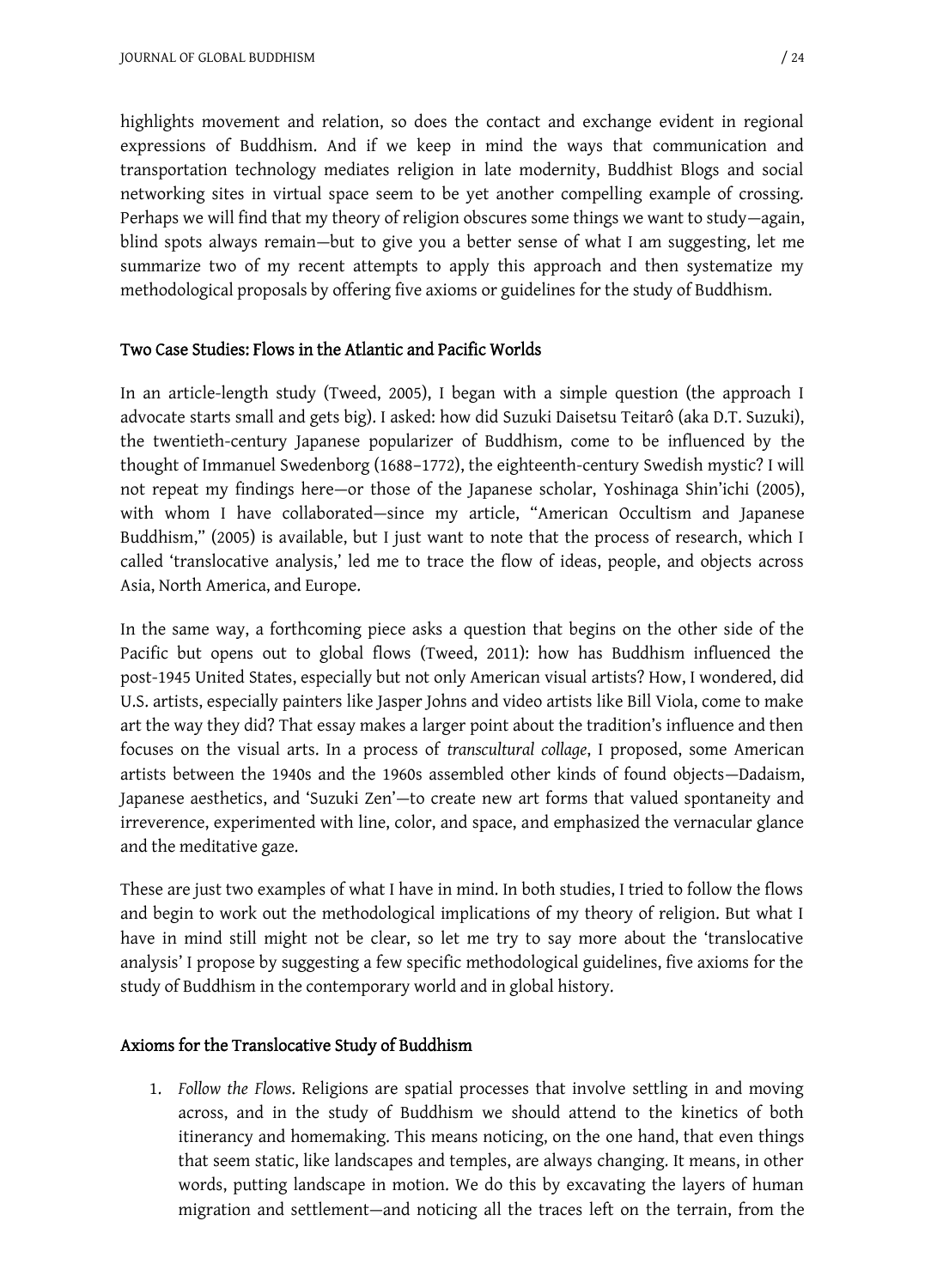highlights movement and relation, so does the contact and exchange evident in regional expressions of Buddhism. And if we keep in mind the ways that communication and transportation technology mediates religion in late modernity, Buddhist Blogs and social networking sites in virtual space seem to be yet another compelling example of crossing. Perhaps we will find that my theory of religion obscures some things we want to study—again, blind spots always remain—but to give you a better sense of what I am suggesting, let me summarize two of my recent attempts to apply this approach and then systematize my methodological proposals by offering five axioms or guidelines for the study of Buddhism.

## Two Case Studies: Flows in the Atlantic and Pacific Worlds

In an article-length study (Tweed, 2005), I began with a simple question (the approach I advocate starts small and gets big). I asked: how did Suzuki Daisetsu Teitarô (aka D.T. Suzuki), the twentieth-century Japanese popularizer of Buddhism, come to be influenced by the thought of Immanuel Swedenborg (1688–1772), the eighteenth-century Swedish mystic? I will not repeat my findings here—or those of the Japanese scholar, Yoshinaga Shin'ichi (2005), with whom I have collaborated—since my article, "American Occultism and Japanese Buddhism," (2005) is available, but I just want to note that the process of research, which I called 'translocative analysis,' led me to trace the flow of ideas, people, and objects across Asia, North America, and Europe.

In the same way, a forthcoming piece asks a question that begins on the other side of the Pacific but opens out to global flows (Tweed, 2011): how has Buddhism influenced the post-1945 United States, especially but not only American visual artists? How, I wondered, did U.S. artists, especially painters like Jasper Johns and video artists like Bill Viola, come to make art the way they did? That essay makes a larger point about the tradition's influence and then focuses on the visual arts. In a process of *transcultural collage*, I proposed, some American artists between the 1940s and the 1960s assembled other kinds of found objects—Dadaism, Japanese aesthetics, and 'Suzuki Zen'—to create new art forms that valued spontaneity and irreverence, experimented with line, color, and space, and emphasized the vernacular glance and the meditative gaze.

These are just two examples of what I have in mind. In both studies, I tried to follow the flows and begin to work out the methodological implications of my theory of religion. But what I have in mind still might not be clear, so let me try to say more about the 'translocative analysis' I propose by suggesting a few specific methodological guidelines, five axioms for the study of Buddhism in the contemporary world and in global history.

## Axioms for the Translocative Study of Buddhism

1. *Follow the Flows.* Religions are spatial processes that involve settling in and moving across, and in the study of Buddhism we should attend to the kinetics of both itinerancy and homemaking. This means noticing, on the one hand, that even things that seem static, like landscapes and temples, are always changing. It means, in other words, putting landscape in motion. We do this by excavating the layers of human migration and settlement—and noticing all the traces left on the terrain, from the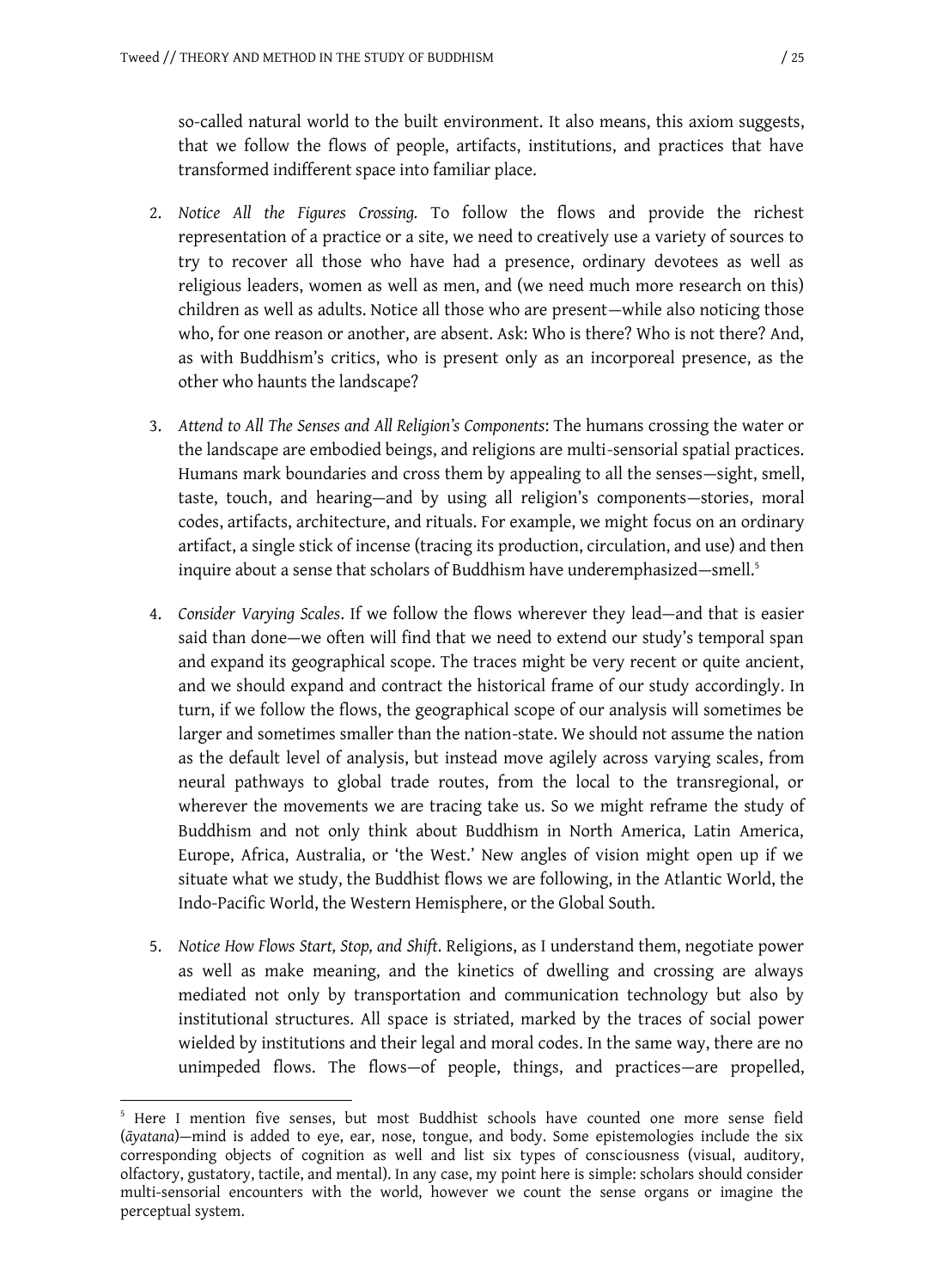so-called natural world to the built environment. It also means, this axiom suggests, that we follow the flows of people, artifacts, institutions, and practices that have transformed indifferent space into familiar place.

2. *Notice All the Figures Crossing.* To follow the flows and provide the richest representation of a practice or a site, we need to creatively use a variety of sources to try to recover all those who have had a presence, ordinary devotees as well as religious leaders, women as well as men, and (we need much more research on this) children as well as adults. Notice all those who are present—while also noticing those who, for one reason or another, are absent. Ask: Who is there? Who is not there? And, as with Buddhism's critics, who is present only as an incorporeal presence, as the other who haunts the landscape?

3. *Attend to All The Senses and All Religion's Components*: The humans crossing the water or the landscape are embodied beings, and religions are multi-sensorial spatial practices. Humans mark boundaries and cross them by appealing to all the senses—sight, smell, taste, touch, and hearing—and by using all religion's components—stories, moral codes, artifacts, architecture, and rituals. For example, we might focus on an ordinary artifact, a single stick of incense (tracing its production, circulation, and use) and then inquire about a sense that scholars of Buddhism have underemphasized—smell.[5]

4. *Consider Varying Scales*. If we follow the flows wherever they lead—and that is easier said than done—we often will find that we need to extend our study's temporal span and expand its geographical scope. The traces might be very recent or quite ancient, and we should expand and contract the historical frame of our study accordingly. In turn, if we follow the flows, the geographical scope of our analysis will sometimes be larger and sometimes smaller than the nation-state. We should not assume the nation as the default level of analysis, but instead move agilely across varying scales, from neural pathways to global trade routes, from the local to the transregional, or wherever the movements we are tracing take us. So we might reframe the study of Buddhism and not only think about Buddhism in North America, Latin America, Europe, Africa, Australia, or 'the West.' New angles of vision might open up if we situate what we study, the Buddhist flows we are following, in the Atlantic World, the Indo-Pacific World, the Western Hemisphere, or the Global South.

5. *Notice How Flows Start, Stop, and Shift*. Religions, as I understand them, negotiate power as well as make meaning, and the kinetics of dwelling and crossing are always mediated not only by transportation and communication technology but also by institutional structures. All space is striated, marked by the traces of social power wielded by institutions and their legal and moral codes. In the same way, there are no unimpeded flows. The flows—of people, things, and practices—are propelled,

[5] Here I mention five senses, but most Buddhist schools have counted one more sense field (*āyatana*)—mind is added to eye, ear, nose, tongue, and body. Some epistemologies include the six corresponding objects of cognition as well and list six types of consciousness (visual, auditory, olfactory, gustatory, tactile, and mental). In any case, my point here is simple: scholars should consider multi-sensorial encounters with the world, however we count the sense organs or imagine the perceptual system.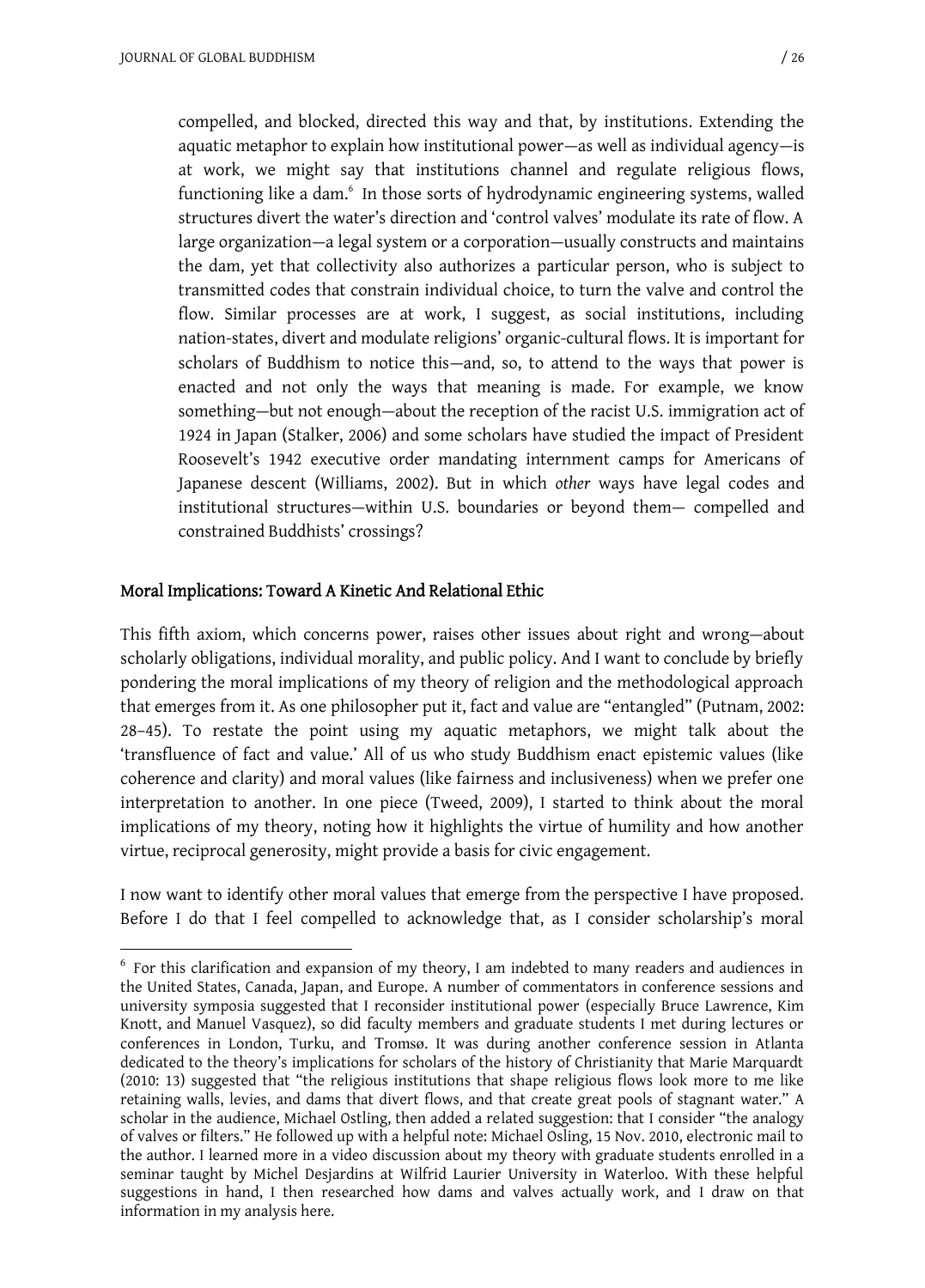compelled, and blocked, directed this way and that, by institutions. Extending the aquatic metaphor to explain how institutional power—as well as individual agency—is at work, we might say that institutions channel and regulate religious flows, functioning like a dam.[6] In those sorts of hydrodynamic engineering systems, walled structures divert the water's direction and 'control valves' modulate its rate of flow. A large organization—a legal system or a corporation—usually constructs and maintains the dam, yet that collectivity also authorizes a particular person, who is subject to transmitted codes that constrain individual choice, to turn the valve and control the flow. Similar processes are at work, I suggest, as social institutions, including nation-states, divert and modulate religions' organic-cultural flows. It is important for scholars of Buddhism to notice this—and, so, to attend to the ways that power is enacted and not only the ways that meaning is made. For example, we know something—but not enough—about the reception of the racist U.S. immigration act of 1924 in Japan (Stalker, 2006) and some scholars have studied the impact of President Roosevelt's 1942 executive order mandating internment camps for Americans of Japanese descent (Williams, 2002). But in which *other* ways have legal codes and institutional structures—within U.S. boundaries or beyond them— compelled and constrained Buddhists' crossings?

## Moral Implications: Toward A Kinetic And Relational Ethic

This fifth axiom, which concerns power, raises other issues about right and wrong—about scholarly obligations, individual morality, and public policy. And I want to conclude by briefly pondering the moral implications of my theory of religion and the methodological approach that emerges from it. As one philosopher put it, fact and value are "entangled" (Putnam, 2002: 28–45). To restate the point using my aquatic metaphors, we might talk about the 'transfluence of fact and value.' All of us who study Buddhism enact epistemic values (like coherence and clarity) and moral values (like fairness and inclusiveness) when we prefer one interpretation to another. In one piece (Tweed, 2009), I started to think about the moral implications of my theory, noting how it highlights the virtue of humility and how another virtue, reciprocal generosity, might provide a basis for civic engagement.

I now want to identify other moral values that emerge from the perspective I have proposed. Before I do that I feel compelled to acknowledge that, as I consider scholarship's moral

---

[6] For this clarification and expansion of my theory, I am indebted to many readers and audiences in the United States, Canada, Japan, and Europe. A number of commentators in conference sessions and university symposia suggested that I reconsider institutional power (especially Bruce Lawrence, Kim Knott, and Manuel Vasquez), so did faculty members and graduate students I met during lectures or conferences in London, Turku, and Tromsø. It was during another conference session in Atlanta dedicated to the theory's implications for scholars of the history of Christianity that Marie Marquardt (2010: 13) suggested that "the religious institutions that shape religious flows look more to me like retaining walls, levies, and dams that divert flows, and that create great pools of stagnant water." A scholar in the audience, Michael Ostling, then added a related suggestion: that I consider "the analogy of valves or filters." He followed up with a helpful note: Michael Osling, 15 Nov. 2010, electronic mail to the author. I learned more in a video discussion about my theory with graduate students enrolled in a seminar taught by Michel Desjardins at Wilfrid Laurier University in Waterloo. With these helpful suggestions in hand, I then researched how dams and valves actually work, and I draw on that information in my analysis here.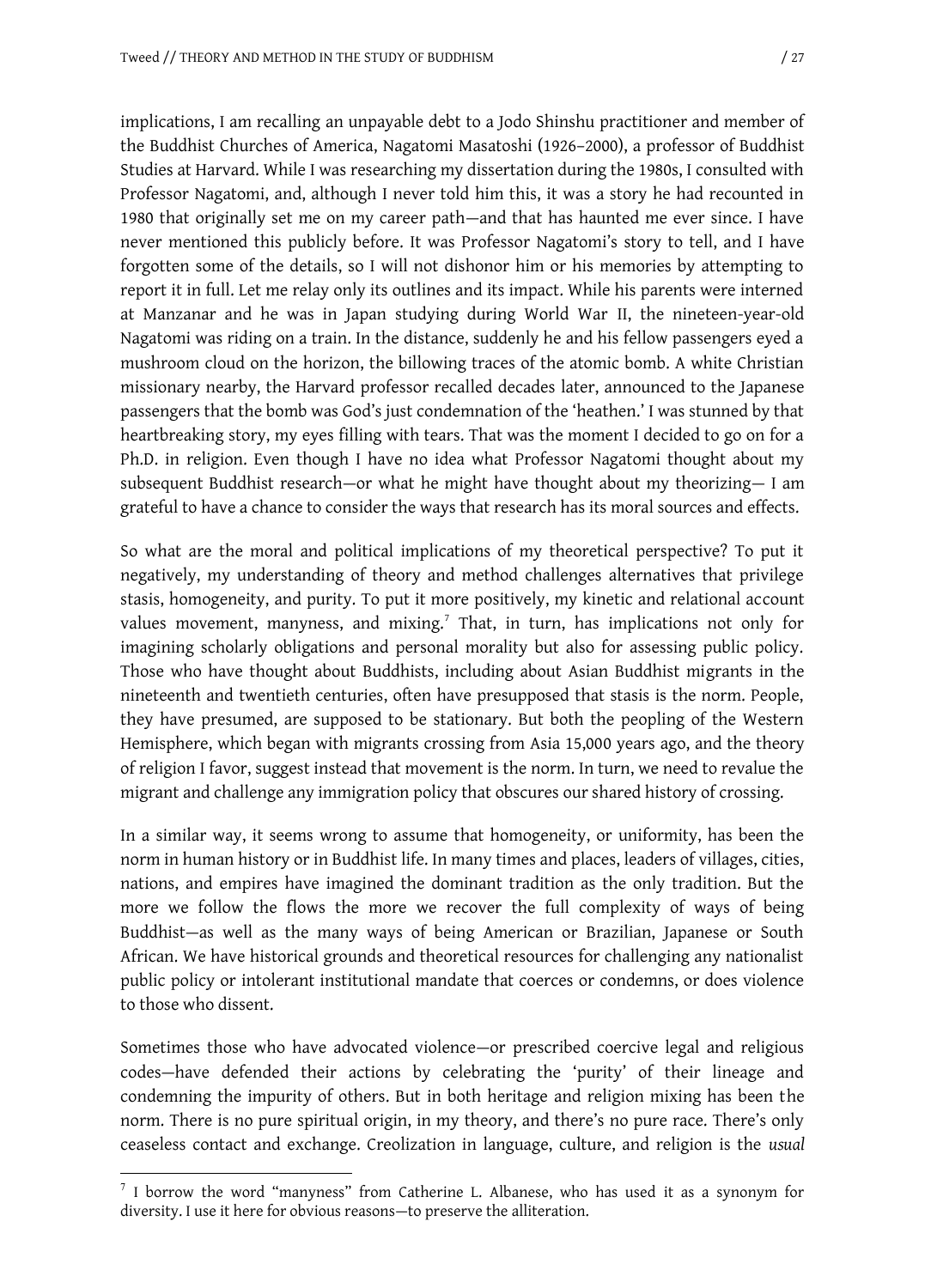implications, I am recalling an unpayable debt to a Jodo Shinshu practitioner and member of the Buddhist Churches of America, Nagatomi Masatoshi (1926–2000), a professor of Buddhist Studies at Harvard. While I was researching my dissertation during the 1980s, I consulted with Professor Nagatomi, and, although I never told him this, it was a story he had recounted in 1980 that originally set me on my career path—and that has haunted me ever since. I have never mentioned this publicly before. It was Professor Nagatomi's story to tell, and I have forgotten some of the details, so I will not dishonor him or his memories by attempting to report it in full. Let me relay only its outlines and its impact. While his parents were interned at Manzanar and he was in Japan studying during World War II, the nineteen-year-old Nagatomi was riding on a train. In the distance, suddenly he and his fellow passengers eyed a mushroom cloud on the horizon, the billowing traces of the atomic bomb. A white Christian missionary nearby, the Harvard professor recalled decades later, announced to the Japanese passengers that the bomb was God's just condemnation of the 'heathen.' I was stunned by that heartbreaking story, my eyes filling with tears. That was the moment I decided to go on for a Ph.D. in religion. Even though I have no idea what Professor Nagatomi thought about my subsequent Buddhist research—or what he might have thought about my theorizing— I am grateful to have a chance to consider the ways that research has its moral sources and effects.

So what are the moral and political implications of my theoretical perspective? To put it negatively, my understanding of theory and method challenges alternatives that privilege stasis, homogeneity, and purity. To put it more positively, my kinetic and relational account values movement, manyness, and mixing.[7] That, in turn, has implications not only for imagining scholarly obligations and personal morality but also for assessing public policy. Those who have thought about Buddhists, including about Asian Buddhist migrants in the nineteenth and twentieth centuries, often have presupposed that stasis is the norm. People, they have presumed, are supposed to be stationary. But both the peopling of the Western Hemisphere, which began with migrants crossing from Asia 15,000 years ago, and the theory of religion I favor, suggest instead that movement is the norm. In turn, we need to revalue the migrant and challenge any immigration policy that obscures our shared history of crossing.

In a similar way, it seems wrong to assume that homogeneity, or uniformity, has been the norm in human history or in Buddhist life. In many times and places, leaders of villages, cities, nations, and empires have imagined the dominant tradition as the only tradition. But the more we follow the flows the more we recover the full complexity of ways of being Buddhist—as well as the many ways of being American or Brazilian, Japanese or South African. We have historical grounds and theoretical resources for challenging any nationalist public policy or intolerant institutional mandate that coerces or condemns, or does violence to those who dissent.

Sometimes those who have advocated violence—or prescribed coercive legal and religious codes—have defended their actions by celebrating the 'purity' of their lineage and condemning the impurity of others. But in both heritage and religion mixing has been the norm. There is no pure spiritual origin, in my theory, and there's no pure race. There's only ceaseless contact and exchange. Creolization in language, culture, and religion is the *usual*

[7] I borrow the word "manyness" from Catherine L. Albanese, who has used it as a synonym for diversity. I use it here for obvious reasons—to preserve the alliteration.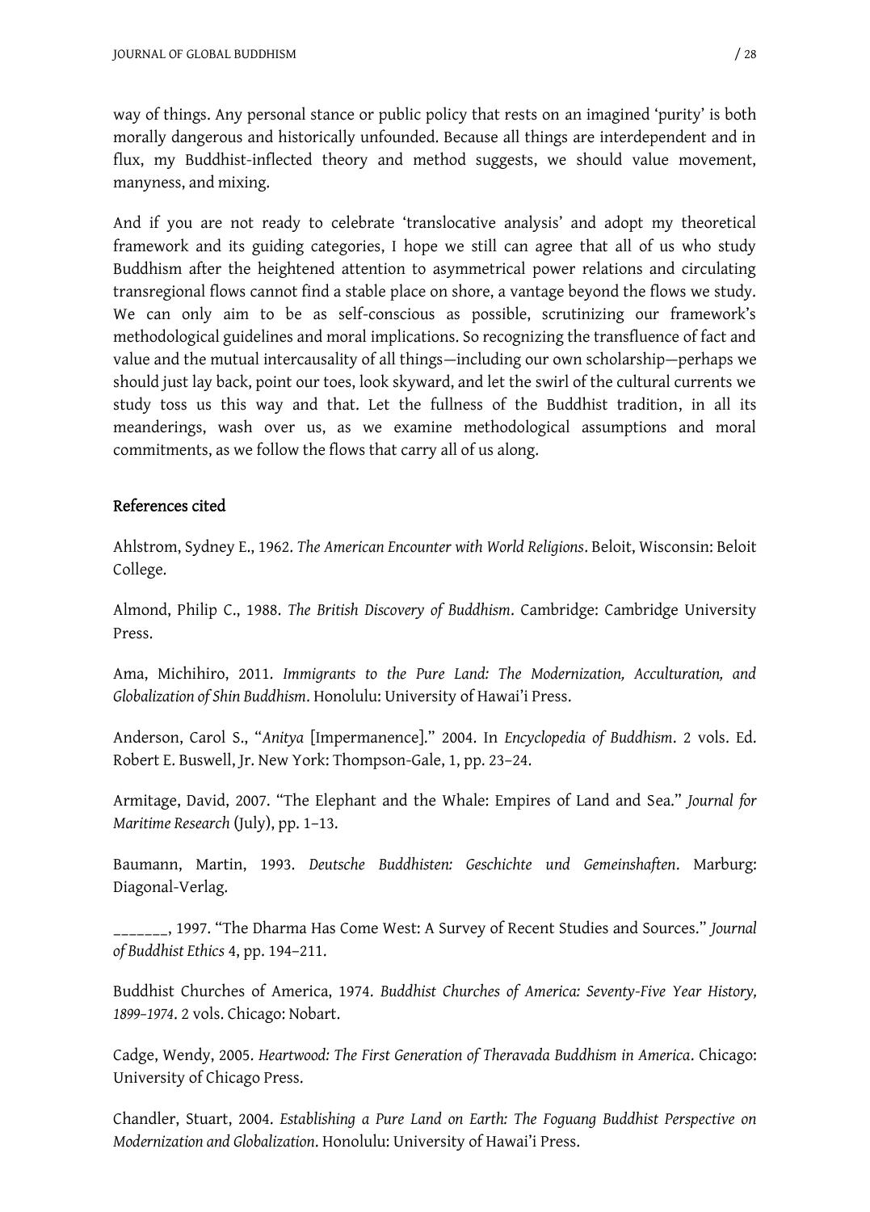way of things. Any personal stance or public policy that rests on an imagined 'purity' is both morally dangerous and historically unfounded. Because all things are interdependent and in flux, my Buddhist-inflected theory and method suggests, we should value movement, manyness, and mixing.

And if you are not ready to celebrate 'translocative analysis' and adopt my theoretical framework and its guiding categories, I hope we still can agree that all of us who study Buddhism after the heightened attention to asymmetrical power relations and circulating transregional flows cannot find a stable place on shore, a vantage beyond the flows we study. We can only aim to be as self-conscious as possible, scrutinizing our framework's methodological guidelines and moral implications. So recognizing the transfluence of fact and value and the mutual intercausality of all things—including our own scholarship—perhaps we should just lay back, point our toes, look skyward, and let the swirl of the cultural currents we study toss us this way and that. Let the fullness of the Buddhist tradition, in all its meanderings, wash over us, as we examine methodological assumptions and moral commitments, as we follow the flows that carry all of us along.

## References cited

Ahlstrom, Sydney E., 1962. *The American Encounter with World Religions*. Beloit, Wisconsin: Beloit College.

Almond, Philip C., 1988. *The British Discovery of Buddhism*. Cambridge: Cambridge University Press.

Ama, Michihiro, 2011. *Immigrants to the Pure Land: The Modernization, Acculturation, and Globalization of Shin Buddhism*. Honolulu: University of Hawai'i Press.

Anderson, Carol S., "*Anitya* [Impermanence]." 2004. In *Encyclopedia of Buddhism*. 2 vols. Ed. Robert E. Buswell, Jr. New York: Thompson-Gale, 1, pp. 23–24.

Armitage, David, 2007. "The Elephant and the Whale: Empires of Land and Sea." *Journal for Maritime Research* (July), pp. 1–13.

Baumann, Martin, 1993. *Deutsche Buddhisten: Geschichte und Gemeinshaften*. Marburg: Diagonal-Verlag.

_______, 1997. "The Dharma Has Come West: A Survey of Recent Studies and Sources." *Journal of Buddhist Ethics* 4, pp. 194–211.

Buddhist Churches of America, 1974. *Buddhist Churches of America: Seventy-Five Year History, 1899–1974*. 2 vols. Chicago: Nobart.

Cadge, Wendy, 2005. *Heartwood: The First Generation of Theravada Buddhism in America*. Chicago: University of Chicago Press.

Chandler, Stuart, 2004. *Establishing a Pure Land on Earth: The Foguang Buddhist Perspective on Modernization and Globalization*. Honolulu: University of Hawai'i Press.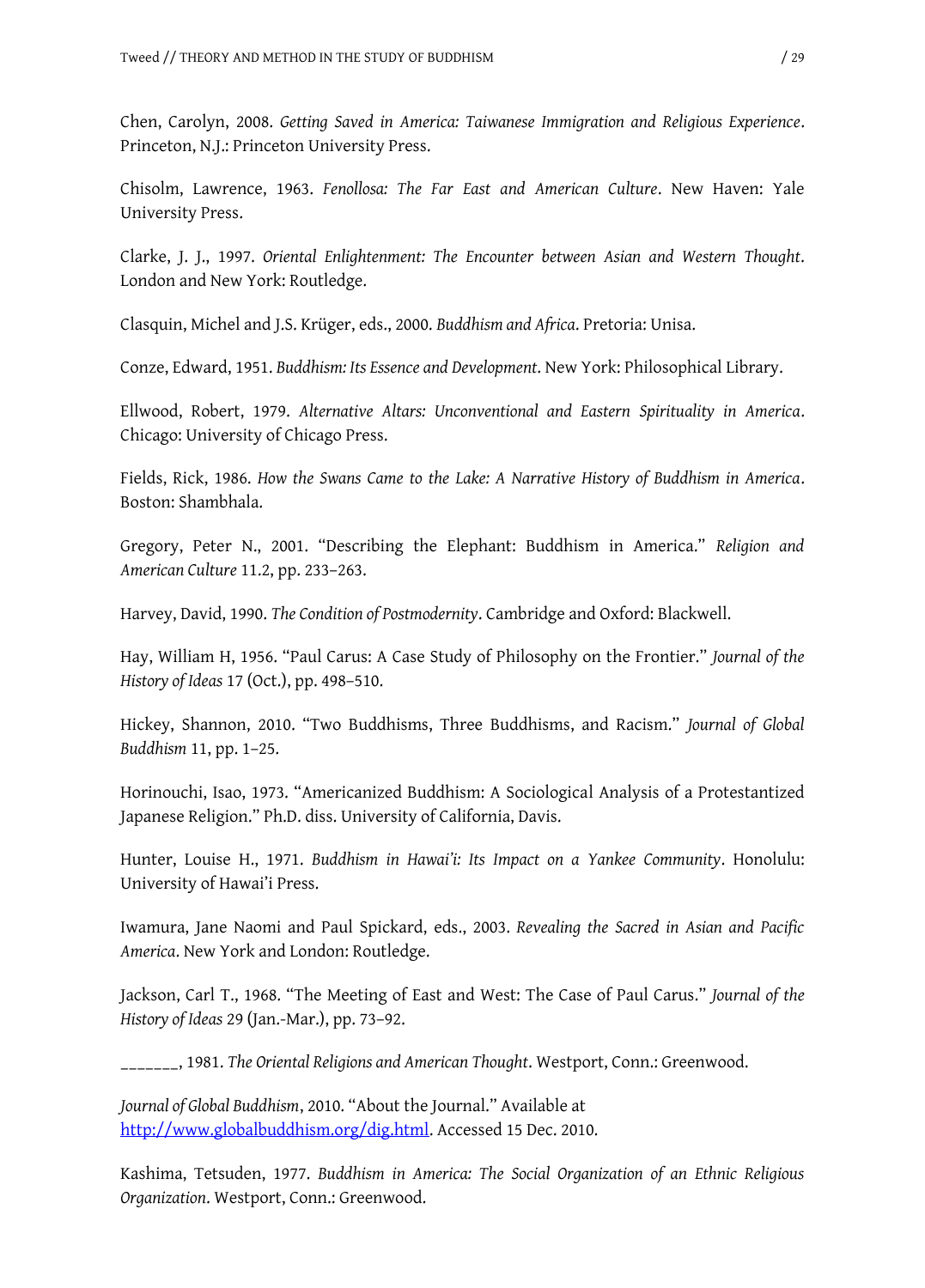Chen, Carolyn, 2008. *Getting Saved in America: Taiwanese Immigration and Religious Experience*. Princeton, N.J.: Princeton University Press.

Chisolm, Lawrence, 1963. *Fenollosa: The Far East and American Culture*. New Haven: Yale University Press.

Clarke, J. J., 1997. *Oriental Enlightenment: The Encounter between Asian and Western Thought*. London and New York: Routledge.

Clasquin, Michel and J.S. Krüger, eds., 2000. *Buddhism and Africa*. Pretoria: Unisa.

Conze, Edward, 1951. *Buddhism: Its Essence and Development*. New York: Philosophical Library.

Ellwood, Robert, 1979. *Alternative Altars: Unconventional and Eastern Spirituality in America*. Chicago: University of Chicago Press.

Fields, Rick, 1986. *How the Swans Came to the Lake: A Narrative History of Buddhism in America*. Boston: Shambhala.

Gregory, Peter N., 2001. "Describing the Elephant: Buddhism in America." *Religion and American Culture* 11.2, pp. 233–263.

Harvey, David, 1990. *The Condition of Postmodernity*. Cambridge and Oxford: Blackwell.

Hay, William H, 1956. "Paul Carus: A Case Study of Philosophy on the Frontier." *Journal of the History of Ideas* 17 (Oct.), pp. 498–510.

Hickey, Shannon, 2010. "Two Buddhisms, Three Buddhisms, and Racism." *Journal of Global Buddhism* 11, pp. 1–25.

Horinouchi, Isao, 1973. "Americanized Buddhism: A Sociological Analysis of a Protestantized Japanese Religion." Ph.D. diss. University of California, Davis.

Hunter, Louise H., 1971. *Buddhism in Hawai'i: Its Impact on a Yankee Community*. Honolulu: University of Hawai'i Press.

Iwamura, Jane Naomi and Paul Spickard, eds., 2003. *Revealing the Sacred in Asian and Pacific America*. New York and London: Routledge.

Jackson, Carl T., 1968. "The Meeting of East and West: The Case of Paul Carus." *Journal of the History of Ideas* 29 (Jan.-Mar.), pp. 73–92.

_______, 1981. *The Oriental Religions and American Thought*. Westport, Conn.: Greenwood.

*Journal of Global Buddhism*, 2010. "About the Journal." Available at http://www.globalbuddhism.org/dig.html. Accessed 15 Dec. 2010.

Kashima, Tetsuden, 1977. *Buddhism in America: The Social Organization of an Ethnic Religious Organization*. Westport, Conn.: Greenwood.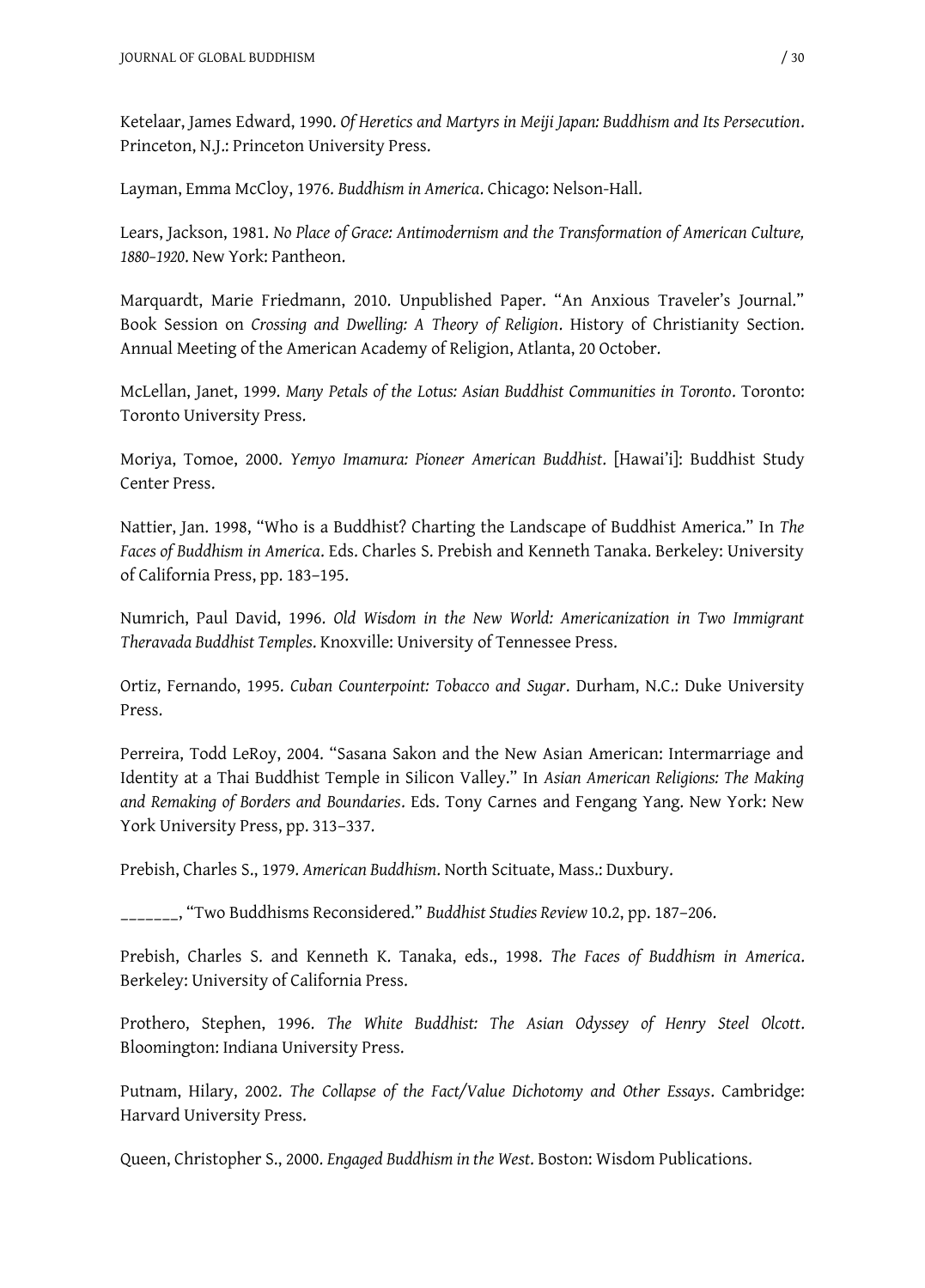Ketelaar, James Edward, 1990. *Of Heretics and Martyrs in Meiji Japan: Buddhism and Its Persecution*. Princeton, N.J.: Princeton University Press.

Layman, Emma McCloy, 1976. *Buddhism in America*. Chicago: Nelson-Hall.

Lears, Jackson, 1981. *No Place of Grace: Antimodernism and the Transformation of American Culture, 1880–1920*. New York: Pantheon.

Marquardt, Marie Friedmann, 2010. Unpublished Paper. "An Anxious Traveler's Journal." Book Session on *Crossing and Dwelling: A Theory of Religion*. History of Christianity Section. Annual Meeting of the American Academy of Religion, Atlanta, 20 October.

McLellan, Janet, 1999. *Many Petals of the Lotus: Asian Buddhist Communities in Toronto*. Toronto: Toronto University Press.

Moriya, Tomoe, 2000. *Yemyo Imamura: Pioneer American Buddhist*. [Hawai'i]: Buddhist Study Center Press.

Nattier, Jan. 1998, "Who is a Buddhist? Charting the Landscape of Buddhist America." In *The Faces of Buddhism in America*. Eds. Charles S. Prebish and Kenneth Tanaka. Berkeley: University of California Press, pp. 183–195.

Numrich, Paul David, 1996. *Old Wisdom in the New World: Americanization in Two Immigrant Theravada Buddhist Temples*. Knoxville: University of Tennessee Press.

Ortiz, Fernando, 1995. *Cuban Counterpoint: Tobacco and Sugar*. Durham, N.C.: Duke University Press.

Perreira, Todd LeRoy, 2004. "Sasana Sakon and the New Asian American: Intermarriage and Identity at a Thai Buddhist Temple in Silicon Valley." In *Asian American Religions: The Making and Remaking of Borders and Boundaries*. Eds. Tony Carnes and Fengang Yang. New York: New York University Press, pp. 313–337.

Prebish, Charles S., 1979. *American Buddhism*. North Scituate, Mass.: Duxbury.

_______, "Two Buddhisms Reconsidered." *Buddhist Studies Review* 10.2, pp. 187–206.

Prebish, Charles S. and Kenneth K. Tanaka, eds., 1998. *The Faces of Buddhism in America*. Berkeley: University of California Press.

Prothero, Stephen, 1996. *The White Buddhist: The Asian Odyssey of Henry Steel Olcott*. Bloomington: Indiana University Press.

Putnam, Hilary, 2002. *The Collapse of the Fact/Value Dichotomy and Other Essays*. Cambridge: Harvard University Press.

Queen, Christopher S., 2000. *Engaged Buddhism in the West*. Boston: Wisdom Publications.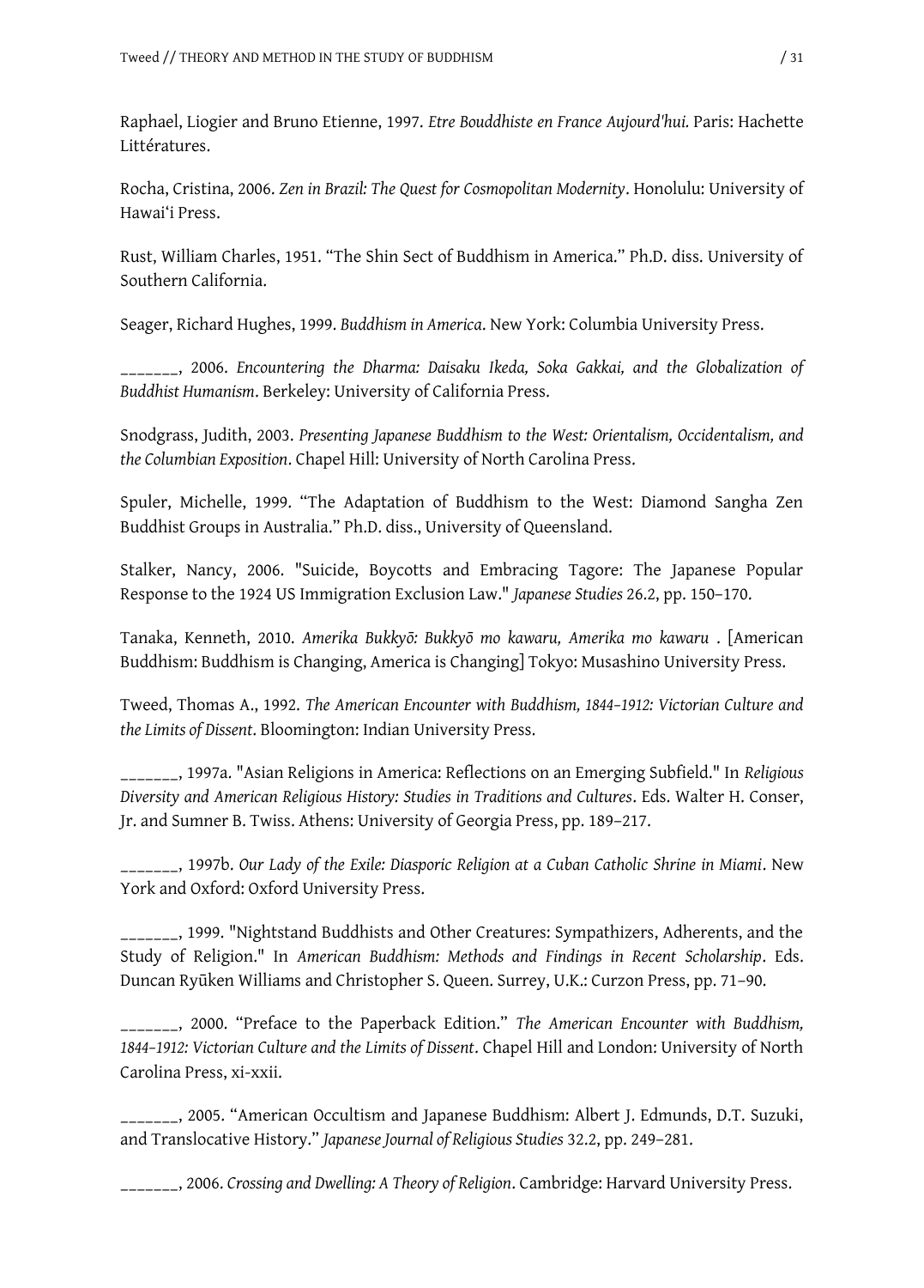Raphael, Liogier and Bruno Etienne, 1997. *Etre Bouddhiste en France Aujourd'hui.* Paris: Hachette Littératures.

Rocha, Cristina, 2006. *Zen in Brazil: The Quest for Cosmopolitan Modernity*. Honolulu: University of Hawai'i Press.

Rust, William Charles, 1951. "The Shin Sect of Buddhism in America." Ph.D. diss. University of Southern California.

Seager, Richard Hughes, 1999. *Buddhism in America*. New York: Columbia University Press.

_______, 2006. *Encountering the Dharma: Daisaku Ikeda, Soka Gakkai, and the Globalization of Buddhist Humanism*. Berkeley: University of California Press.

Snodgrass, Judith, 2003. *Presenting Japanese Buddhism to the West: Orientalism, Occidentalism, and the Columbian Exposition*. Chapel Hill: University of North Carolina Press.

Spuler, Michelle, 1999. "The Adaptation of Buddhism to the West: Diamond Sangha Zen Buddhist Groups in Australia." Ph.D. diss., University of Queensland.

Stalker, Nancy, 2006. "Suicide, Boycotts and Embracing Tagore: The Japanese Popular Response to the 1924 US Immigration Exclusion Law." *Japanese Studies* 26.2, pp. 150–170.

Tanaka, Kenneth, 2010. *Amerika Bukkyō: Bukkyō mo kawaru, Amerika mo kawaru* . [American Buddhism: Buddhism is Changing, America is Changing] Tokyo: Musashino University Press.

Tweed, Thomas A., 1992. *The American Encounter with Buddhism, 1844–1912: Victorian Culture and the Limits of Dissent*. Bloomington: Indian University Press.

_______, 1997a. "Asian Religions in America: Reflections on an Emerging Subfield." In *Religious Diversity and American Religious History: Studies in Traditions and Cultures*. Eds. Walter H. Conser, Jr. and Sumner B. Twiss. Athens: University of Georgia Press, pp. 189–217.

_______, 1997b. *Our Lady of the Exile: Diasporic Religion at a Cuban Catholic Shrine in Miami*. New York and Oxford: Oxford University Press.

_______, 1999. "Nightstand Buddhists and Other Creatures: Sympathizers, Adherents, and the Study of Religion." In *American Buddhism: Methods and Findings in Recent Scholarship*. Eds. Duncan Ryūken Williams and Christopher S. Queen. Surrey, U.K.: Curzon Press, pp. 71–90.

_______, 2000. "Preface to the Paperback Edition." *The American Encounter with Buddhism, 1844–1912: Victorian Culture and the Limits of Dissent*. Chapel Hill and London: University of North Carolina Press, xi-xxii.

_______, 2005. "American Occultism and Japanese Buddhism: Albert J. Edmunds, D.T. Suzuki, and Translocative History." *Japanese Journal of Religious Studies* 32.2, pp. 249–281.

_______, 2006. *Crossing and Dwelling: A Theory of Religion*. Cambridge: Harvard University Press.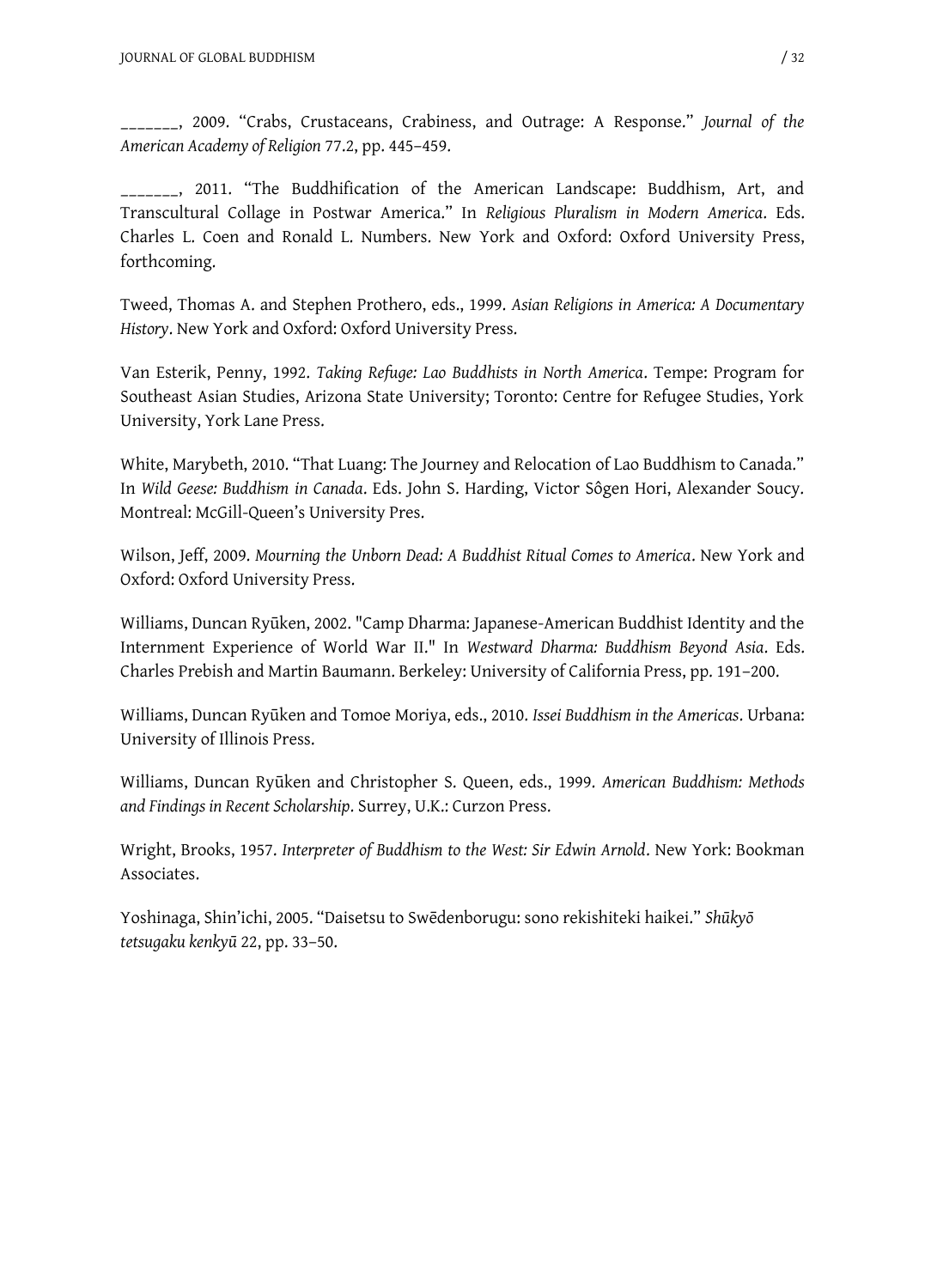_______, 2009. “Crabs, Crustaceans, Crabiness, and Outrage: A Response.” *Journal of the American Academy of Religion* 77.2, pp. 445–459.

_______, 2011. “The Buddhification of the American Landscape: Buddhism, Art, and Transcultural Collage in Postwar America.” In *Religious Pluralism in Modern America*. Eds. Charles L. Coen and Ronald L. Numbers. New York and Oxford: Oxford University Press, forthcoming.

Tweed, Thomas A. and Stephen Prothero, eds., 1999. *Asian Religions in America: A Documentary History*. New York and Oxford: Oxford University Press.

Van Esterik, Penny, 1992. *Taking Refuge: Lao Buddhists in North America*. Tempe: Program for Southeast Asian Studies, Arizona State University; Toronto: Centre for Refugee Studies, York University, York Lane Press.

White, Marybeth, 2010. “That Luang: The Journey and Relocation of Lao Buddhism to Canada.” In *Wild Geese: Buddhism in Canada*. Eds. John S. Harding, Victor Sôgen Hori, Alexander Soucy. Montreal: McGill-Queen’s University Pres.

Wilson, Jeff, 2009. *Mourning the Unborn Dead: A Buddhist Ritual Comes to America*. New York and Oxford: Oxford University Press.

Williams, Duncan Ryūken, 2002. "Camp Dharma: Japanese-American Buddhist Identity and the Internment Experience of World War II." In *Westward Dharma: Buddhism Beyond Asia*. Eds. Charles Prebish and Martin Baumann. Berkeley: University of California Press, pp. 191–200.

Williams, Duncan Ryūken and Tomoe Moriya, eds., 2010. *Issei Buddhism in the Americas*. Urbana: University of Illinois Press.

Williams, Duncan Ryūken and Christopher S. Queen, eds., 1999. *American Buddhism: Methods and Findings in Recent Scholarship*. Surrey, U.K.: Curzon Press.

Wright, Brooks, 1957. *Interpreter of Buddhism to the West: Sir Edwin Arnold*. New York: Bookman Associates.

Yoshinaga, Shin’ichi, 2005. “Daisetsu to Swēdenborugu: sono rekishiteki haikei.” *Shūkyō tetsugaku kenkyū* 22, pp. 33–50.